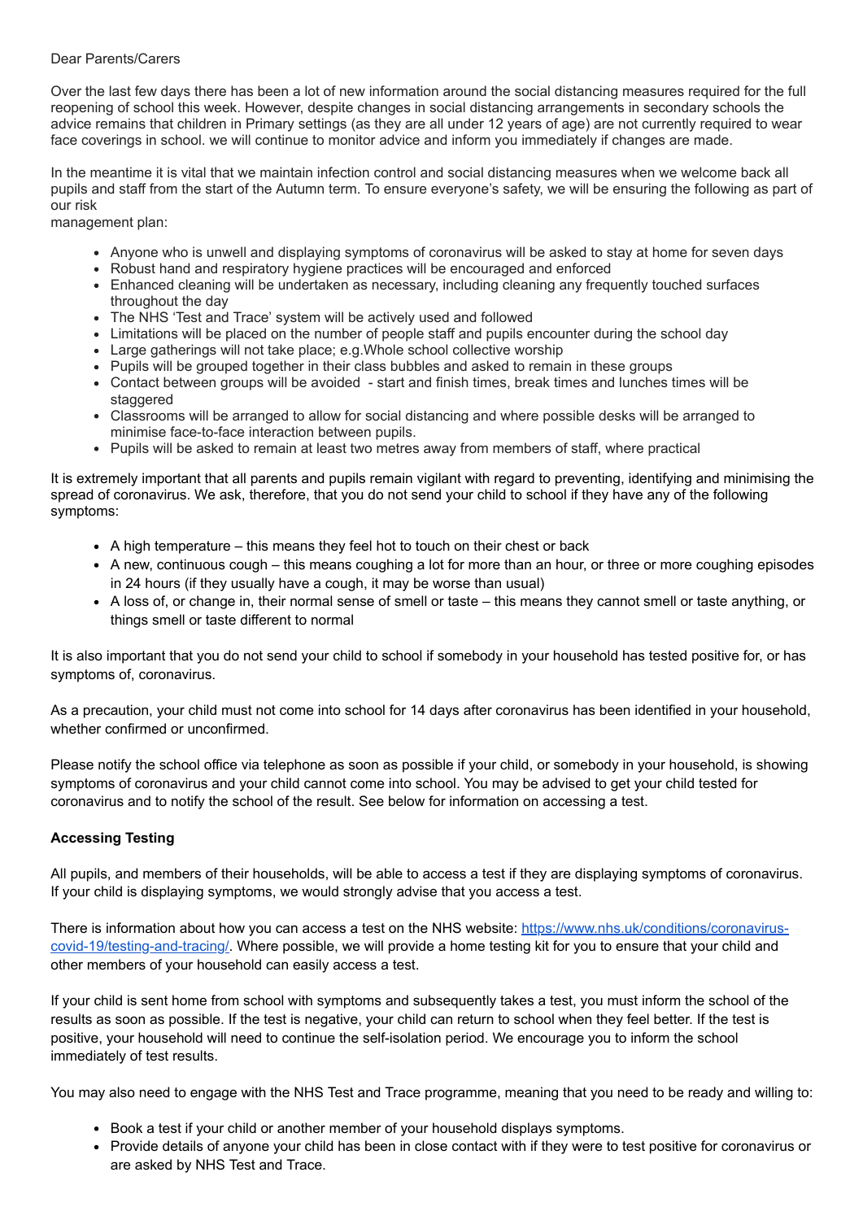Dear Parents/Carers

Over the last few days there has been a lot of new information around the social distancing measures required for the full reopening of school this week. However, despite changes in social distancing arrangements in secondary schools the advice remains that children in Primary settings (as they are all under 12 years of age) are not currently required to wear face coverings in school. we will continue to monitor advice and inform you immediately if changes are made.

In the meantime it is vital that we maintain infection control and social distancing measures when we welcome back all pupils and staff from the start of the Autumn term. To ensure everyone's safety, we will be ensuring the following as part of our risk
management plan:

- Anyone who is unwell and displaying symptoms of coronavirus will be asked to stay at home for seven days
- Robust hand and respiratory hygiene practices will be encouraged and enforced
- Enhanced cleaning will be undertaken as necessary, including cleaning any frequently touched surfaces throughout the day
- The NHS 'Test and Trace' system will be actively used and followed
- Limitations will be placed on the number of people staff and pupils encounter during the school day
- Large gatherings will not take place; e.g.Whole school collective worship
- Pupils will be grouped together in their class bubbles and asked to remain in these groups
- Contact between groups will be avoided - start and finish times, break times and lunches times will be staggered
- Classrooms will be arranged to allow for social distancing and where possible desks will be arranged to minimise face-to-face interaction between pupils.
- Pupils will be asked to remain at least two metres away from members of staff, where practical

It is extremely important that all parents and pupils remain vigilant with regard to preventing, identifying and minimising the spread of coronavirus. We ask, therefore, that you do not send your child to school if they have any of the following symptoms:

- A high temperature – this means they feel hot to touch on their chest or back
- A new, continuous cough – this means coughing a lot for more than an hour, or three or more coughing episodes in 24 hours (if they usually have a cough, it may be worse than usual)
- A loss of, or change in, their normal sense of smell or taste – this means they cannot smell or taste anything, or things smell or taste different to normal

It is also important that you do not send your child to school if somebody in your household has tested positive for, or has symptoms of, coronavirus.

As a precaution, your child must not come into school for 14 days after coronavirus has been identified in your household, whether confirmed or unconfirmed.

Please notify the school office via telephone as soon as possible if your child, or somebody in your household, is showing symptoms of coronavirus and your child cannot come into school. You may be advised to get your child tested for coronavirus and to notify the school of the result. See below for information on accessing a test.

**Accessing Testing**

All pupils, and members of their households, will be able to access a test if they are displaying symptoms of coronavirus. If your child is displaying symptoms, we would strongly advise that you access a test.

There is information about how you can access a test on the NHS website: [https://www.nhs.uk/conditions/coronavirus-covid-19/testing-and-tracing/](https://www.nhs.uk/conditions/coronavirus-covid-19/testing-and-tracing/). Where possible, we will provide a home testing kit for you to ensure that your child and other members of your household can easily access a test.

If your child is sent home from school with symptoms and subsequently takes a test, you must inform the school of the results as soon as possible. If the test is negative, your child can return to school when they feel better. If the test is positive, your household will need to continue the self-isolation period. We encourage you to inform the school immediately of test results.

You may also need to engage with the NHS Test and Trace programme, meaning that you need to be ready and willing to:

- Book a test if your child or another member of your household displays symptoms.
- Provide details of anyone your child has been in close contact with if they were to test positive for coronavirus or are asked by NHS Test and Trace.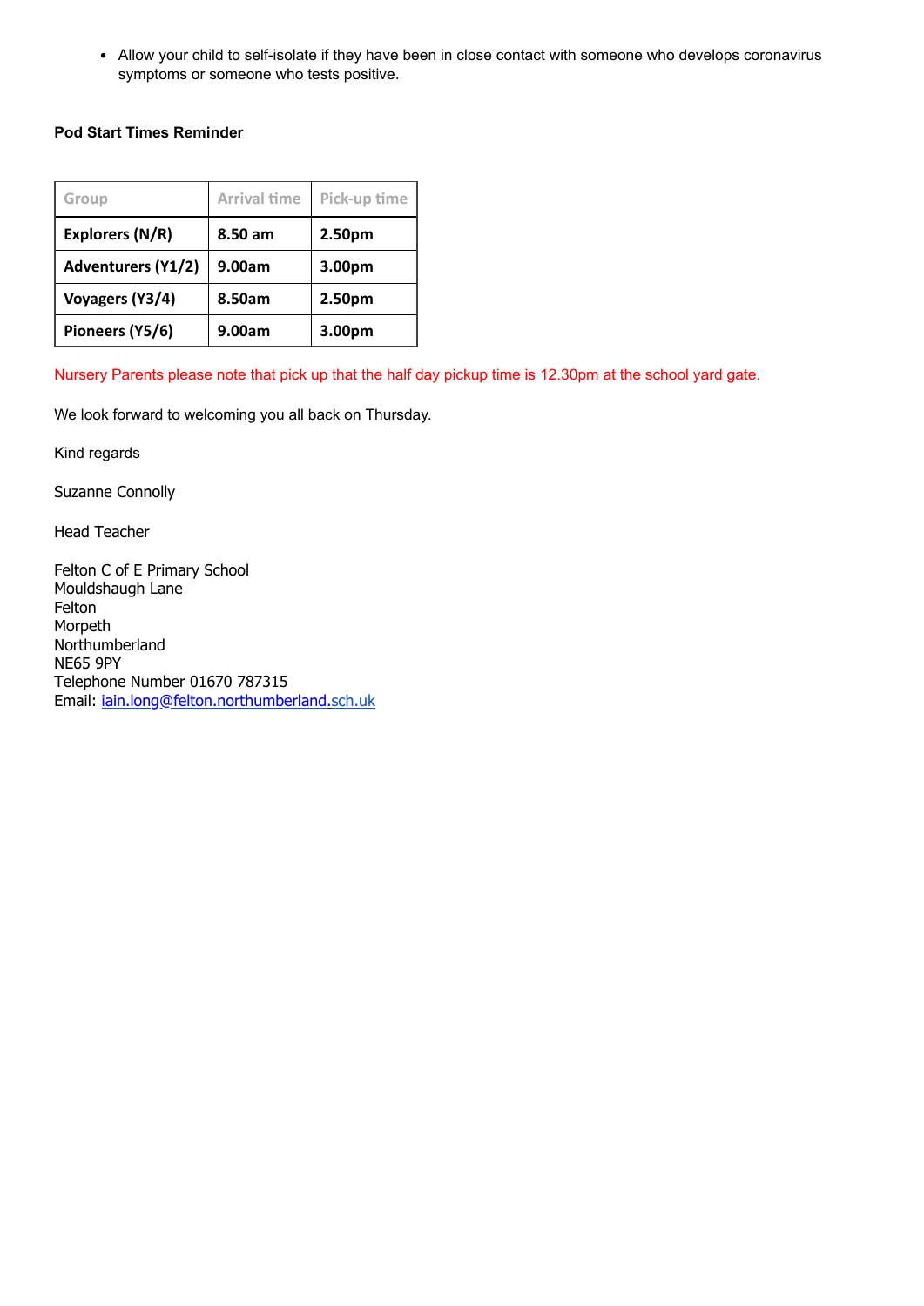- Allow your child to self-isolate if they have been in close contact with someone who develops coronavirus symptoms or someone who tests positive.

**Pod Start Times Reminder**

| Group | Arrival time | Pick-up time |
|---|---|---|
| **Explorers (N/R)** | **8.50 am** | **2.50pm** |
| **Adventurers (Y1/2)** | **9.00am** | **3.00pm** |
| **Voyagers (Y3/4)** | **8.50am** | **2.50pm** |
| **Pioneers (Y5/6)** | **9.00am** | **3.00pm** |

Nursery Parents please note that pick up that the half day pickup time is 12.30pm at the school yard gate.

We look forward to welcoming you all back on Thursday.

Kind regards

Suzanne Connolly

Head Teacher

Felton C of E Primary School
Mouldshaugh Lane
Felton
Morpeth
Northumberland
NE65 9PY
Telephone Number 01670 787315
Email: iain.long@felton.northumberland.sch.uk